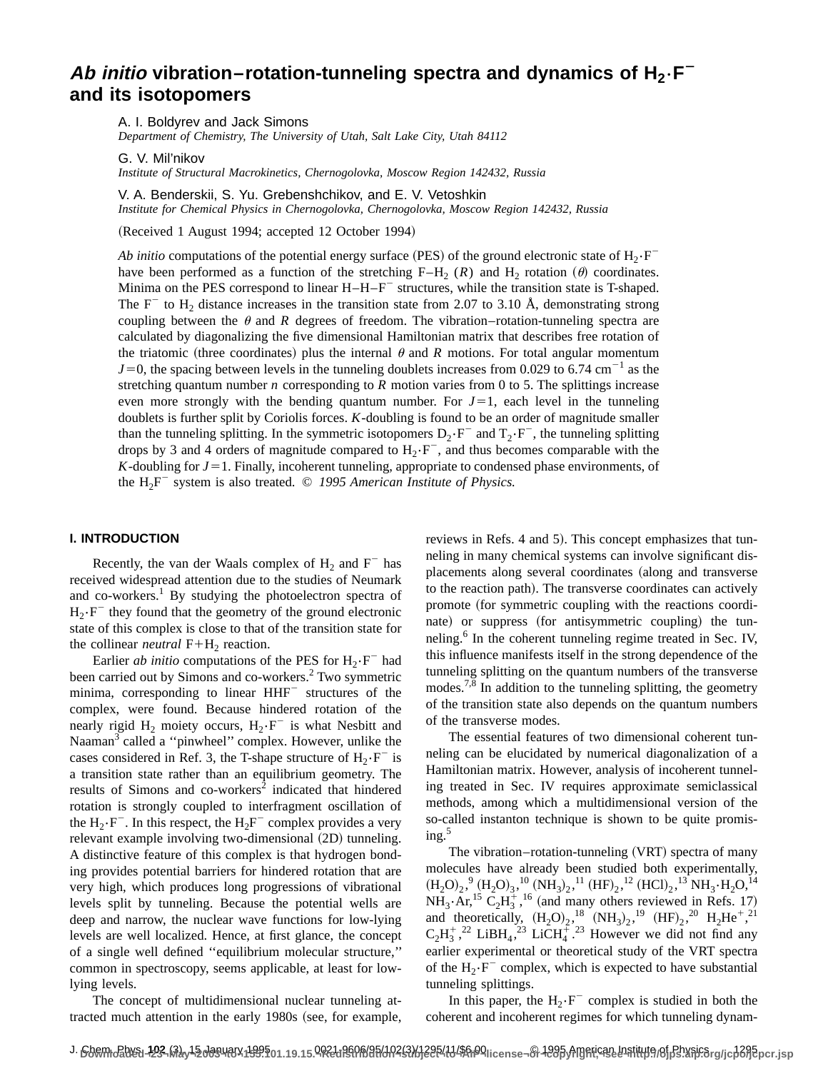# *Ab initio* vibration–rotation-tunneling spectra and dynamics of $H_2 \cdot F^-$ and its isotopomers

A. I. Boldyrev and Jack Simons
*Department of Chemistry, The University of Utah, Salt Lake City, Utah 84112*

G. V. Mil'nikov
*Institute of Structural Macrokinetics, Chernogolovka, Moscow Region 142432, Russia*

V. A. Benderskii, S. Yu. Grebenshchikov, and E. V. Vetoshkin
*Institute for Chemical Physics in Chernogolovka, Chernogolovka, Moscow Region 142432, Russia*

(Received 1 August 1994; accepted 12 October 1994)

*Ab initio* computations of the potential energy surface (PES) of the ground electronic state of $H_2 \cdot F^-$ have been performed as a function of the stretching $F–H_2$ ($R$) and $H_2$ rotation ($\theta$) coordinates. Minima on the PES correspond to linear $H–H–F^-$ structures, while the transition state is T-shaped. The $F^-$ to $H_2$ distance increases in the transition state from 2.07 to 3.10 Å, demonstrating strong coupling between the $\theta$ and $R$ degrees of freedom. The vibration–rotation-tunneling spectra are calculated by diagonalizing the five dimensional Hamiltonian matrix that describes free rotation of the triatomic (three coordinates) plus the internal $\theta$ and $R$ motions. For total angular momentum $J=0$, the spacing between levels in the tunneling doublets increases from 0.029 to 6.74 $cm^{-1}$ as the stretching quantum number $n$ corresponding to $R$ motion varies from 0 to 5. The splittings increase even more strongly with the bending quantum number. For $J=1$, each level in the tunneling doublets is further split by Coriolis forces. $K$-doubling is found to be an order of magnitude smaller than the tunneling splitting. In the symmetric isotopomers $D_2 \cdot F^-$ and $T_2 \cdot F^-$, the tunneling splitting drops by 3 and 4 orders of magnitude compared to $H_2 \cdot F^-$, and thus becomes comparable with the $K$-doubling for $J=1$. Finally, incoherent tunneling, appropriate to condensed phase environments, of the $H_2F^-$ system is also treated. © *1995 American Institute of Physics.*

## I. INTRODUCTION

Recently, the van der Waals complex of $H_2$ and $F^-$ has received widespread attention due to the studies of Neumark and co-workers.[1] By studying the photoelectron spectra of $H_2 \cdot F^-$ they found that the geometry of the ground electronic state of this complex is close to that of the transition state for the collinear *neutral* $F+H_2$ reaction.

Earlier *ab initio* computations of the PES for $H_2 \cdot F^-$ had been carried out by Simons and co-workers.[2] Two symmetric minima, corresponding to linear $HHF^-$ structures of the complex, were found. Because hindered rotation of the nearly rigid $H_2$ moiety occurs, $H_2 \cdot F^-$ is what Nesbitt and Naaman[3] called a "pinwheel" complex. However, unlike the cases considered in Ref. 3, the T-shape structure of $H_2 \cdot F^-$ is a transition state rather than an equilibrium geometry. The results of Simons and co-workers[2] indicated that hindered rotation is strongly coupled to interfragment oscillation of the $H_2 \cdot F^-$. In this respect, the $H_2F^-$ complex provides a very relevant example involving two-dimensional (2D) tunneling. A distinctive feature of this complex is that hydrogen bonding provides potential barriers for hindered rotation that are very high, which produces long progressions of vibrational levels split by tunneling. Because the potential wells are deep and narrow, the nuclear wave functions for low-lying levels are well localized. Hence, at first glance, the concept of a single well defined "equilibrium molecular structure," common in spectroscopy, seems applicable, at least for low-lying levels.

The concept of multidimensional nuclear tunneling attracted much attention in the early 1980s (see, for example, reviews in Refs. 4 and 5). This concept emphasizes that tunneling in many chemical systems can involve significant displacements along several coordinates (along and transverse to the reaction path). The transverse coordinates can actively promote (for symmetric coupling with the reactions coordinate) or suppress (for antisymmetric coupling) the tunneling.[6] In the coherent tunneling regime treated in Sec. IV, this influence manifests itself in the strong dependence of the tunneling splitting on the quantum numbers of the transverse modes.[7,8] In addition to the tunneling splitting, the geometry of the transition state also depends on the quantum numbers of the transverse modes.

The essential features of two dimensional coherent tunneling can be elucidated by numerical diagonalization of a Hamiltonian matrix. However, analysis of incoherent tunneling treated in Sec. IV requires approximate semiclassical methods, among which a multidimensional version of the so-called instanton technique is shown to be quite promising.[5]

The vibration–rotation-tunneling (VRT) spectra of many molecules have already been studied both experimentally, $(H_2O)_2$,[9] $(H_2O)_3$,[10] $(NH_3)_2$,[11] $(HF)_2$,[12] $(HCl)_2$,[13] $NH_3 \cdot H_2O$,[14] $NH_3 \cdot Ar$,[15] $C_2H_3^+$,[16] (and many others reviewed in Refs. 17) and theoretically, $(H_2O)_2$,[18] $(NH_3)_2$,[19] $(HF)_2$,[20] $H_2He^+$,[21] $C_2H_3^+$,[22] $LiBH_4$,[23] $LiCH_4^+$.[23] However we did not find any earlier experimental or theoretical study of the VRT spectra of the $H_2 \cdot F^-$ complex, which is expected to have substantial tunneling splittings.

In this paper, the $H_2 \cdot F^-$ complex is studied in both the coherent and incoherent regimes for which tunneling dynam-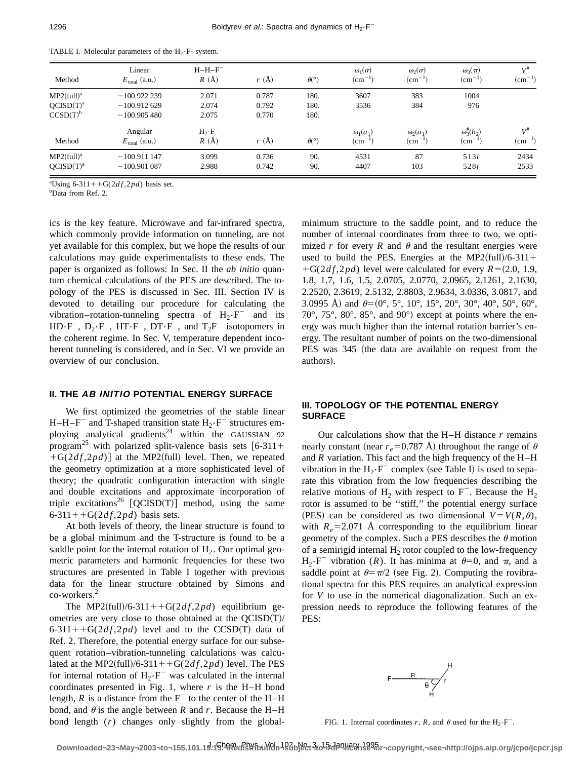TABLE I. Molecular parameters of the $H_2 \cdot F$- system.

| Method | Linear $E_{total}$ (a.u.) | $H–H–F^-$ $R$ (Å) | $r$ (Å) | $\theta$(°) | $\omega_1(\sigma)$ (cm$^{-1}$) | $\omega_2(\sigma)$ (cm$^{-1}$) | $\omega_3(\pi)$ (cm$^{-1}$) | $V^{\#}$ (cm$^{-1}$) |
|---|---|---|---|---|---|---|---|---|
| MP2(full)[a] | −100.922 239 | 2.071 | 0.787 | 180. | 3607 | 383 | 1004 | |
| QCISD(T)[a] | −100.912 629 | 2.074 | 0.792 | 180. | 3536 | 384 | 976 | |
| CCSD(T)[b] | −100.905 480 | 2.075 | 0.770 | 180. | | | | |
| **Method** | **Angular $E_{total}$ (a.u.)** | **$H_2 \cdot F^-$ $R$ (Å)** | **$r$ (Å)** | **$\theta$(°)** | **$\omega_1(a_1)$ (cm$^{-1}$)** | **$\omega_2(a_1)$ (cm$^{-1}$)** | **$\omega_3^{\#}(b_2)$ (cm$^{-1}$)** | **$V^{\#}$ (cm$^{-1}$)** |
| MP2(full)[a] | −100.911 147 | 3.099 | 0.736 | 90. | 4531 | 87 | 513$i$ | 2434 |
| QCISD(T)[a] | −100.901 087 | 2.988 | 0.742 | 90. | 4407 | 103 | 528$i$ | 2533 |

[a]Using 6-311++G(2$df$,2$pd$) basis set.
[b]Data from Ref. 2.

ics is the key feature. Microwave and far-infrared spectra, which commonly provide information on tunneling, are not yet available for this complex, but we hope the results of our calculations may guide experimentalists to these ends. The paper is organized as follows: In Sec. II the *ab initio* quantum chemical calculations of the PES are described. The topology of the PES is discussed in Sec. III. Section IV is devoted to detailing our procedure for calculating the vibration–rotation-tunneling spectra of $H_2 \cdot F^-$ and its $HD \cdot F^-$, $D_2 \cdot F^-$, $HT \cdot F^-$, $DT \cdot F^-$, and $T_2F^-$ isotopomers in the coherent regime. In Sec. V, temperature dependent incoherent tunneling is considered, and in Sec. VI we provide an overview of our conclusion.

## II. THE *AB INITIO* POTENTIAL ENERGY SURFACE

We first optimized the geometries of the stable linear $H–H–F^-$ and T-shaped transition state $H_2 \cdot F^-$ structures employing analytical gradients[24] within the GAUSSIAN 92 program[25] with polarized split-valence basis sets [6-311++G(2$df$,2$pd$)] at the MP2(full) level. Then, we repeated the geometry optimization at a more sophisticated level of theory; the quadratic configuration interaction with single and double excitations and approximate incorporation of triple excitations[26] [QCISD(T)] method, using the same 6-311++G(2$df$,2$pd$) basis sets.

At both levels of theory, the linear structure is found to be a global minimum and the T-structure is found to be a saddle point for the internal rotation of $H_2$. Our optimal geometric parameters and harmonic frequencies for these two structures are presented in Table I together with previous data for the linear structure obtained by Simons and co-workers.[2]

The MP2(full)/6-311++G(2$df$,2$pd$) equilibrium geometries are very close to those obtained at the QCISD(T)/6-311++G(2$df$,2$pd$) level and to the CCSD(T) data of Ref. 2. Therefore, the potential energy surface for our subsequent rotation–vibration-tunneling calculations was calculated at the MP2(full)/6-311++G(2$df$,2$pd$) level. The PES for internal rotation of $H_2 \cdot F^-$ was calculated in the internal coordinates presented in Fig. 1, where $r$ is the H–H bond length, $R$ is a distance from the $F^-$ to the center of the H–H bond, and $\theta$ is the angle between $R$ and $r$. Because the H–H bond length ($r$) changes only slightly from the global-minimum structure to the saddle point, and to reduce the number of internal coordinates from three to two, we optimized $r$ for every $R$ and $\theta$ and the resultant energies were used to build the PES. Energies at the MP2(full)/6-311++G(2$df$,2$pd$) level were calculated for every $R$=(2.0, 1.9, 1.8, 1.7, 1.6, 1.5, 2.0705, 2.0770, 2.0965, 2.1261, 2.1630, 2.2520, 2.3619, 2.5132, 2.8803, 2.9634, 3.0336, 3.0817, and 3.0995 Å) and $\theta$=(0°, 5°, 10°, 15°, 20°, 30°, 40°, 50°, 60°, 70°, 75°, 80°, 85°, and 90°) except at points where the energy was much higher than the internal rotation barrier's energy. The resultant number of points on the two-dimensional PES was 345 (the data are available on request from the authors).

## III. TOPOLOGY OF THE POTENTIAL ENERGY SURFACE

Our calculations show that the H–H distance $r$ remains nearly constant (near $r_e$=0.787 Å) throughout the range of $\theta$ and $R$ variation. This fact and the high frequency of the H–H vibration in the $H_2 \cdot F^-$ complex (see Table I) is used to separate this vibration from the low frequencies describing the relative motions of $H_2$ with respect to $F^-$. Because the $H_2$ rotor is assumed to be "stiff," the potential energy surface (PES) can be considered as two dimensional $V=V(R,\theta)$, with $R_e$=2.071 Å corresponding to the equilibrium linear geometry of the complex. Such a PES describes the $\theta$ motion of a semirigid internal $H_2$ rotor coupled to the low-frequency $H_2 \cdot F^-$ vibration ($R$). It has minima at $\theta$=0, and $\pi$, and a saddle point at $\theta=\pi/2$ (see Fig. 2). Computing the rovibrational spectra for this PES requires an analytical expression for $V$ to use in the numerical diagonalization. Such an expression needs to reproduce the following features of the PES:

FIG. 1. Internal coordinates $r$, $R$, and $\theta$ used for the $H_2 \cdot F^-$.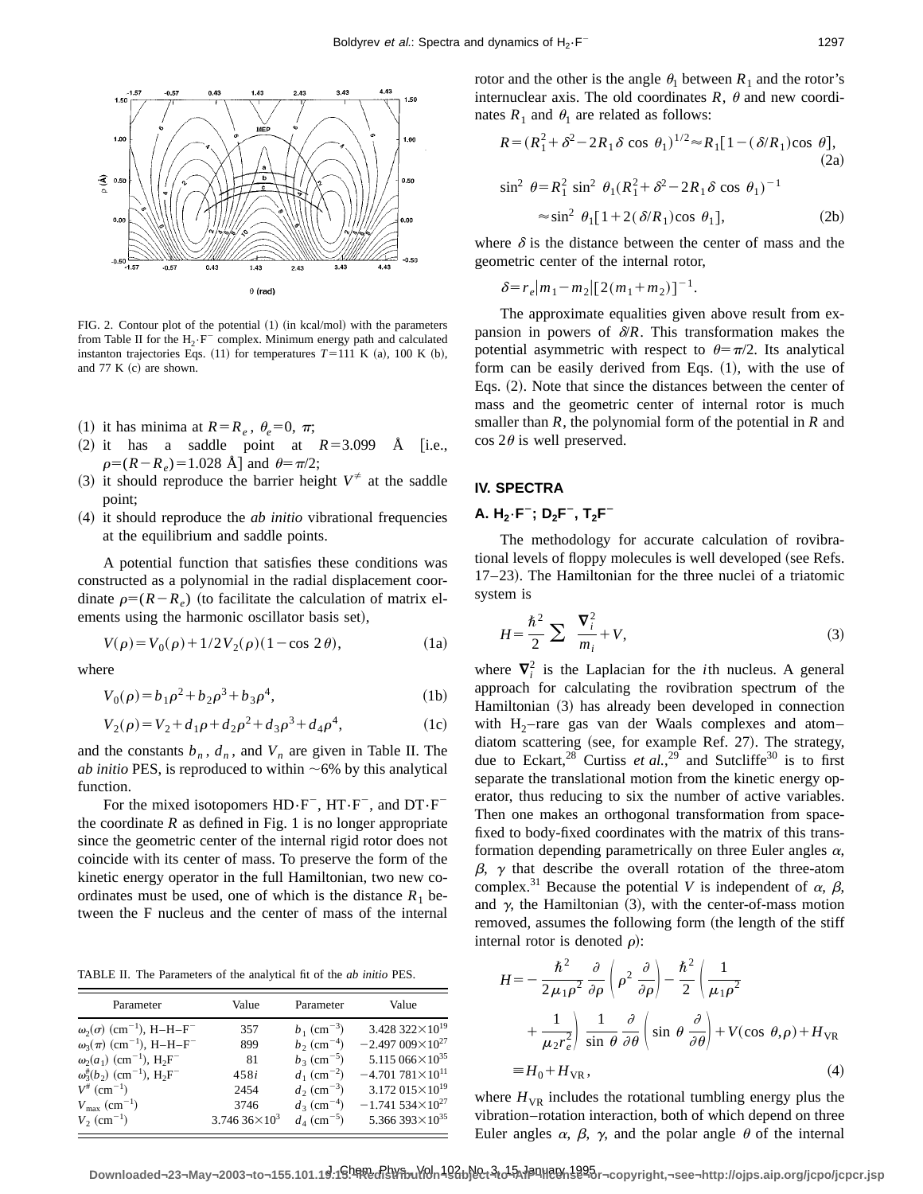FIG. 2. Contour plot of the potential (1) (in kcal/mol) with the parameters from Table II for the $H_2 \cdot F^-$ complex. Minimum energy path and calculated instanton trajectories Eqs. (11) for temperatures $T=111$ K (a), 100 K (b), and 77 K (c) are shown.

(1) it has minima at $R=R_e$, $\theta_e=0$, $\pi$;
(2) it has a saddle point at $R=3.099$ Å [i.e., $\rho=(R-R_e)=1.028$ Å] and $\theta=\pi/2$;
(3) it should reproduce the barrier height $V^{\neq}$ at the saddle point;
(4) it should reproduce the *ab initio* vibrational frequencies at the equilibrium and saddle points.

A potential function that satisfies these conditions was constructed as a polynomial in the radial displacement coordinate $\rho=(R-R_e)$ (to facilitate the calculation of matrix elements using the harmonic oscillator basis set),

$$V(\rho)=V_0(\rho)+1/2V_2(\rho)(1-\cos 2\theta), \tag{1a}$$

where

$$V_0(\rho)=b_1\rho^2+b_2\rho^3+b_3\rho^4, \tag{1b}$$

$$V_2(\rho)=V_2+d_1\rho+d_2\rho^2+d_3\rho^3+d_4\rho^4, \tag{1c}$$

and the constants $b_n$, $d_n$, and $V_n$ are given in Table II. The *ab initio* PES, is reproduced to within ~6% by this analytical function.

For the mixed isotopomers $HD \cdot F^-$, $HT \cdot F^-$, and $DT \cdot F^-$ the coordinate $R$ as defined in Fig. 1 is no longer appropriate since the geometric center of the internal rigid rotor does not coincide with its center of mass. To preserve the form of the kinetic energy operator in the full Hamiltonian, two new coordinates must be used, one of which is the distance $R_1$ between the F nucleus and the center of mass of the internal rotor and the other is the angle $\theta_1$ between $R_1$ and the rotor's internuclear axis. The old coordinates $R$, $\theta$ and new coordinates $R_1$ and $\theta_1$ are related as follows:

$$R=(R_1^2+\delta^2-2R_1\delta\cos\theta_1)^{1/2}\approx R_1[1-(\delta/R_1)\cos\theta], \tag{2a}$$

$$\sin^2\theta=R_1^2\sin^2\theta_1(R_1^2+\delta^2-2R_1\delta\cos\theta_1)^{-1}$$
$$\approx\sin^2\theta_1[1+2(\delta/R_1)\cos\theta_1], \tag{2b}$$

where $\delta$ is the distance between the center of mass and the geometric center of the internal rotor,

$$\delta=r_e|m_1-m_2|[2(m_1+m_2)]^{-1}.$$

The approximate equalities given above result from expansion in powers of $\delta/R$. This transformation makes the potential asymmetric with respect to $\theta=\pi/2$. Its analytical form can be easily derived from Eqs. (1), with the use of Eqs. (2). Note that since the distances between the center of mass and the geometric center of internal rotor is much smaller than $R$, the polynomial form of the potential in $R$ and $\cos 2\theta$ is well preserved.

TABLE II. The Parameters of the analytical fit of the *ab initio* PES.

| Parameter | Value | Parameter | Value |
|---|---|---|---|
| $\omega_2(\sigma)$ (cm$^{-1}$), H–H–F$^-$ | 357 | $b_1$ (cm$^{-3}$) | $3.428\,322\times10^{19}$ |
| $\omega_3(\pi)$ (cm$^{-1}$), H–H–F$^-$ | 899 | $b_2$ (cm$^{-4}$) | $-2.497\,009\times10^{27}$ |
| $\omega_2(a_1)$ (cm$^{-1}$), $H_2F^-$ | 81 | $b_3$ (cm$^{-5}$) | $5.115\,066\times10^{35}$ |
| $\omega_3^{\#}(b_2)$ (cm$^{-1}$), $H_2F^-$ | $458i$ | $d_1$ (cm$^{-2}$) | $-4.701\,781\times10^{11}$ |
| $V^{\#}$ (cm$^{-1}$) | 2454 | $d_2$ (cm$^{-3}$) | $3.172\,015\times10^{19}$ |
| $V_{max}$ (cm$^{-1}$) | 3746 | $d_3$ (cm$^{-4}$) | $-1.741\,534\times10^{27}$ |
| $V_2$ (cm$^{-1}$) | $3.746\,36\times10^3$ | $d_4$ (cm$^{-5}$) | $5.366\,393\times10^{35}$ |

## IV. SPECTRA

### A. $H_2 \cdot F^-$; $D_2F^-$, $T_2F^-$

The methodology for accurate calculation of rovibrational levels of floppy molecules is well developed (see Refs. 17–23). The Hamiltonian for the three nuclei of a triatomic system is

$$H=\frac{\hbar^2}{2}\sum\frac{\nabla_i^2}{m_i}+V, \tag{3}$$

where $\nabla_i^2$ is the Laplacian for the $i$th nucleus. A general approach for calculating the rovibration spectrum of the Hamiltonian (3) has already been developed in connection with $H_2$–rare gas van der Waals complexes and atom–diatom scattering (see, for example Ref. 27). The strategy, due to Eckart,[28] Curtiss *et al.*,[29] and Sutcliffe[30] is to first separate the translational motion from the kinetic energy operator, thus reducing to six the number of active variables. Then one makes an orthogonal transformation from space-fixed to body-fixed coordinates with the matrix of this transformation depending parametrically on three Euler angles $\alpha$, $\beta$, $\gamma$ that describe the overall rotation of the three-atom complex.[31] Because the potential $V$ is independent of $\alpha$, $\beta$, and $\gamma$, the Hamiltonian (3), with the center-of-mass motion removed, assumes the following form (the length of the stiff internal rotor is denoted $\rho$):

$$H=-\frac{\hbar^2}{2\mu_1\rho^2}\frac{\partial}{\partial\rho}\left(\rho^2\frac{\partial}{\partial\rho}\right)-\frac{\hbar^2}{2}\left(\frac{1}{\mu_1\rho^2}+\frac{1}{\mu_2r_e^2}\right)\frac{1}{\sin\theta}\frac{\partial}{\partial\theta}\left(\sin\theta\frac{\partial}{\partial\theta}\right)+V(\cos\theta,\rho)+H_{VR}$$
$$\equiv H_0+H_{VR}, \tag{4}$$

where $H_{VR}$ includes the rotational tumbling energy plus the vibration–rotation interaction, both of which depend on three Euler angles $\alpha$, $\beta$, $\gamma$, and the polar angle $\theta$ of the internal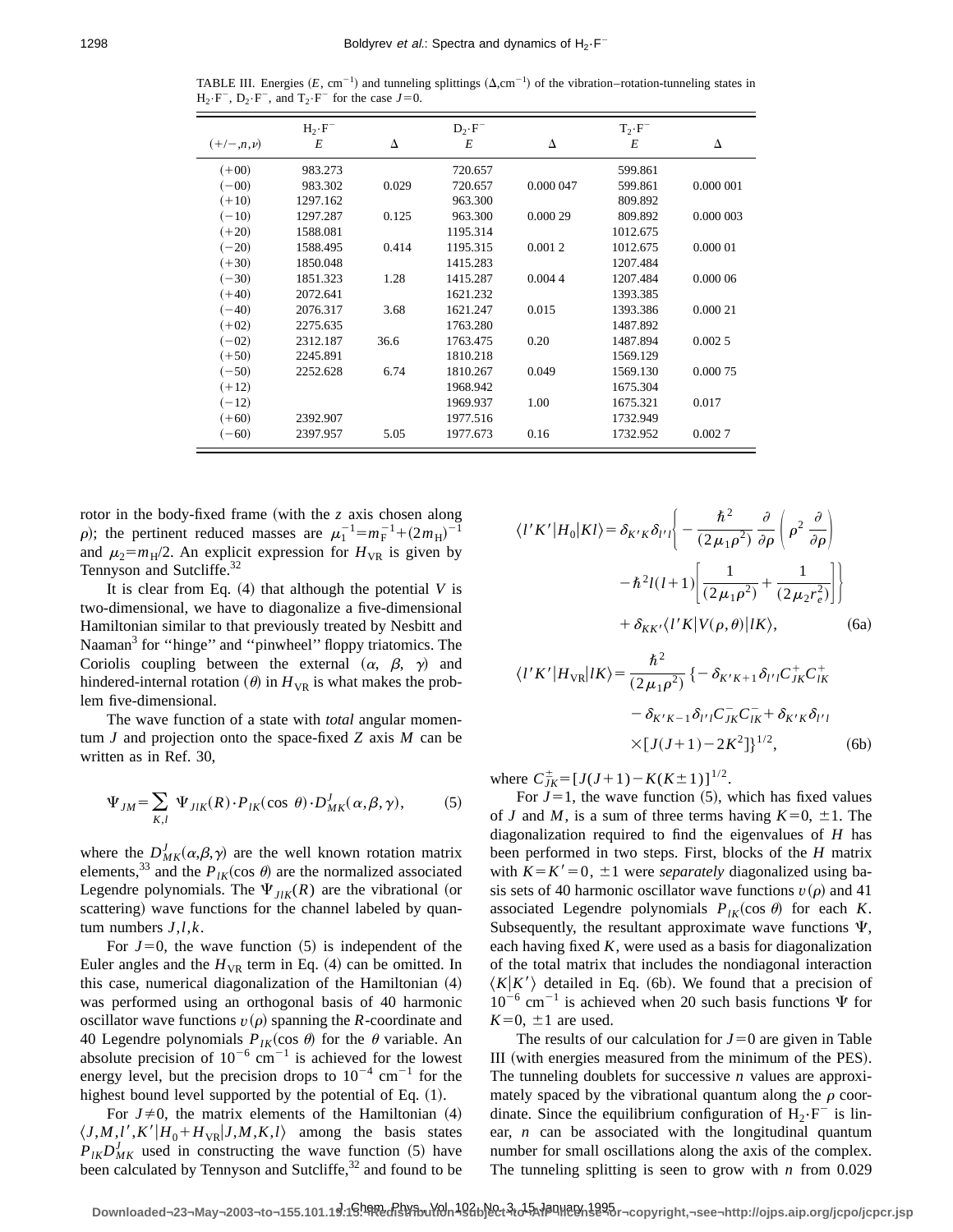TABLE III. Energies ($E$, $\text{cm}^{-1}$) and tunneling splittings ($\Delta$,$\text{cm}^{-1}$) of the vibration–rotation-tunneling states in $H_2{\cdot}F^-$, $D_2{\cdot}F^-$, and $T_2{\cdot}F^-$ for the case $J=0$.

| | $H_2{\cdot}F^-$ | | $D_2{\cdot}F^-$ | | $T_2{\cdot}F^-$ | |
|---|---|---|---|---|---|---|
| $(+/-,n,\nu)$ | $E$ | $\Delta$ | $E$ | $\Delta$ | $E$ | $\Delta$ |
| (+00) | 983.273 | | 720.657 | | 599.861 | |
| (−00) | 983.302 | 0.029 | 720.657 | 0.000 047 | 599.861 | 0.000 001 |
| (+10) | 1297.162 | | 963.300 | | 809.892 | |
| (−10) | 1297.287 | 0.125 | 963.300 | 0.000 29 | 809.892 | 0.000 003 |
| (+20) | 1588.081 | | 1195.314 | | 1012.675 | |
| (−20) | 1588.495 | 0.414 | 1195.315 | 0.001 2 | 1012.675 | 0.000 01 |
| (+30) | 1850.048 | | 1415.283 | | 1207.484 | |
| (−30) | 1851.323 | 1.28 | 1415.287 | 0.004 4 | 1207.484 | 0.000 06 |
| (+40) | 2072.641 | | 1621.232 | | 1393.385 | |
| (−40) | 2076.317 | 3.68 | 1621.247 | 0.015 | 1393.386 | 0.000 21 |
| (+02) | 2275.635 | | 1763.280 | | 1487.892 | |
| (−02) | 2312.187 | 36.6 | 1763.475 | 0.20 | 1487.894 | 0.002 5 |
| (+50) | 2245.891 | | 1810.218 | | 1569.129 | |
| (−50) | 2252.628 | 6.74 | 1810.267 | 0.049 | 1569.130 | 0.000 75 |
| (+12) | | | 1968.942 | | 1675.304 | |
| (−12) | | | 1969.937 | 1.00 | 1675.321 | 0.017 |
| (+60) | 2392.907 | | 1977.516 | | 1732.949 | |
| (−60) | 2397.957 | 5.05 | 1977.673 | 0.16 | 1732.952 | 0.002 7 |

rotor in the body-fixed frame (with the $z$ axis chosen along $\rho$); the pertinent reduced masses are $\mu_1^{-1}=m_F^{-1}+(2m_H)^{-1}$ and $\mu_2=m_H/2$. An explicit expression for $H_{VR}$ is given by Tennyson and Sutcliffe.[32]

It is clear from Eq. (4) that although the potential $V$ is two-dimensional, we have to diagonalize a five-dimensional Hamiltonian similar to that previously treated by Nesbitt and Naaman[3] for ''hinge'' and ''pinwheel'' floppy triatomics. The Coriolis coupling between the external ($\alpha$, $\beta$, $\gamma$) and hindered-internal rotation ($\theta$) in $H_{VR}$ is what makes the problem five-dimensional.

The wave function of a state with *total* angular momentum $J$ and projection onto the space-fixed $Z$ axis $M$ can be written as in Ref. 30,

$$\Psi_{JM}=\sum_{K,l}\Psi_{JlK}(R)\cdot P_{lK}(\cos\theta)\cdot D^J_{MK}(\alpha,\beta,\gamma), \tag{5}$$

where the $D^J_{MK}(\alpha,\beta,\gamma)$ are the well known rotation matrix elements,[33] and the $P_{lK}(\cos\theta)$ are the normalized associated Legendre polynomials. The $\Psi_{JlK}(R)$ are the vibrational (or scattering) wave functions for the channel labeled by quantum numbers $J,l,k$.

For $J=0$, the wave function (5) is independent of the Euler angles and the $H_{VR}$ term in Eq. (4) can be omitted. In this case, numerical diagonalization of the Hamiltonian (4) was performed using an orthogonal basis of 40 harmonic oscillator wave functions $v(\rho)$ spanning the $R$-coordinate and 40 Legendre polynomials $P_{lK}(\cos\theta)$ for the $\theta$ variable. An absolute precision of $10^{-6}$ $\text{cm}^{-1}$ is achieved for the lowest energy level, but the precision drops to $10^{-4}$ $\text{cm}^{-1}$ for the highest bound level supported by the potential of Eq. (1).

For $J\neq 0$, the matrix elements of the Hamiltonian (4) $\langle J,M,l',K'|H_0+H_{VR}|J,M,K,l\rangle$ among the basis states $P_{lK}D^J_{MK}$ used in constructing the wave function (5) have been calculated by Tennyson and Sutcliffe,[32] and found to be

$$\langle l'K'|H_0|Kl\rangle=\delta_{K'K}\delta_{l'l}\left\{-\frac{\hbar^2}{(2\mu_1\rho^2)}\frac{\partial}{\partial\rho}\left(\rho^2\frac{\partial}{\partial\rho}\right)-\hbar^2 l(l+1)\left[\frac{1}{(2\mu_1\rho^2)}+\frac{1}{(2\mu_2 r_e^2)}\right]\right\}+\delta_{KK'}\langle l'K|V(\rho,\theta)|lK\rangle, \tag{6a}$$

$$\langle l'K'|H_{VR}|lK\rangle=\frac{\hbar^2}{(2\mu_1\rho^2)}\{-\delta_{K'K+1}\delta_{l'l}C^+_{JK}C^+_{lK}-\delta_{K'K-1}\delta_{l'l}C^-_{JK}C^-_{lK}+\delta_{K'K}\delta_{l'l}\times[J(J+1)-2K^2]\}^{1/2}, \tag{6b}$$

where $C^{\pm}_{JK}=[J(J+1)-K(K\pm 1)]^{1/2}$.

For $J=1$, the wave function (5), which has fixed values of $J$ and $M$, is a sum of three terms having $K=0$, $\pm 1$. The diagonalization required to find the eigenvalues of $H$ has been performed in two steps. First, blocks of the $H$ matrix with $K=K'=0$, $\pm 1$ were *separately* diagonalized using basis sets of 40 harmonic oscillator wave functions $v(\rho)$ and 41 associated Legendre polynomials $P_{lK}(\cos\theta)$ for each $K$. Subsequently, the resultant approximate wave functions $\Psi$, each having fixed $K$, were used as a basis for diagonalization of the total matrix that includes the nondiagonal interaction $\langle K|K'\rangle$ detailed in Eq. (6b). We found that a precision of $10^{-6}$ $\text{cm}^{-1}$ is achieved when 20 such basis functions $\Psi$ for $K=0$, $\pm 1$ are used.

The results of our calculation for $J=0$ are given in Table III (with energies measured from the minimum of the PES). The tunneling doublets for successive $n$ values are approximately spaced by the vibrational quantum along the $\rho$ coordinate. Since the equilibrium configuration of $H_2{\cdot}F^-$ is linear, $n$ can be associated with the longitudinal quantum number for small oscillations along the axis of the complex. The tunneling splitting is seen to grow with $n$ from 0.029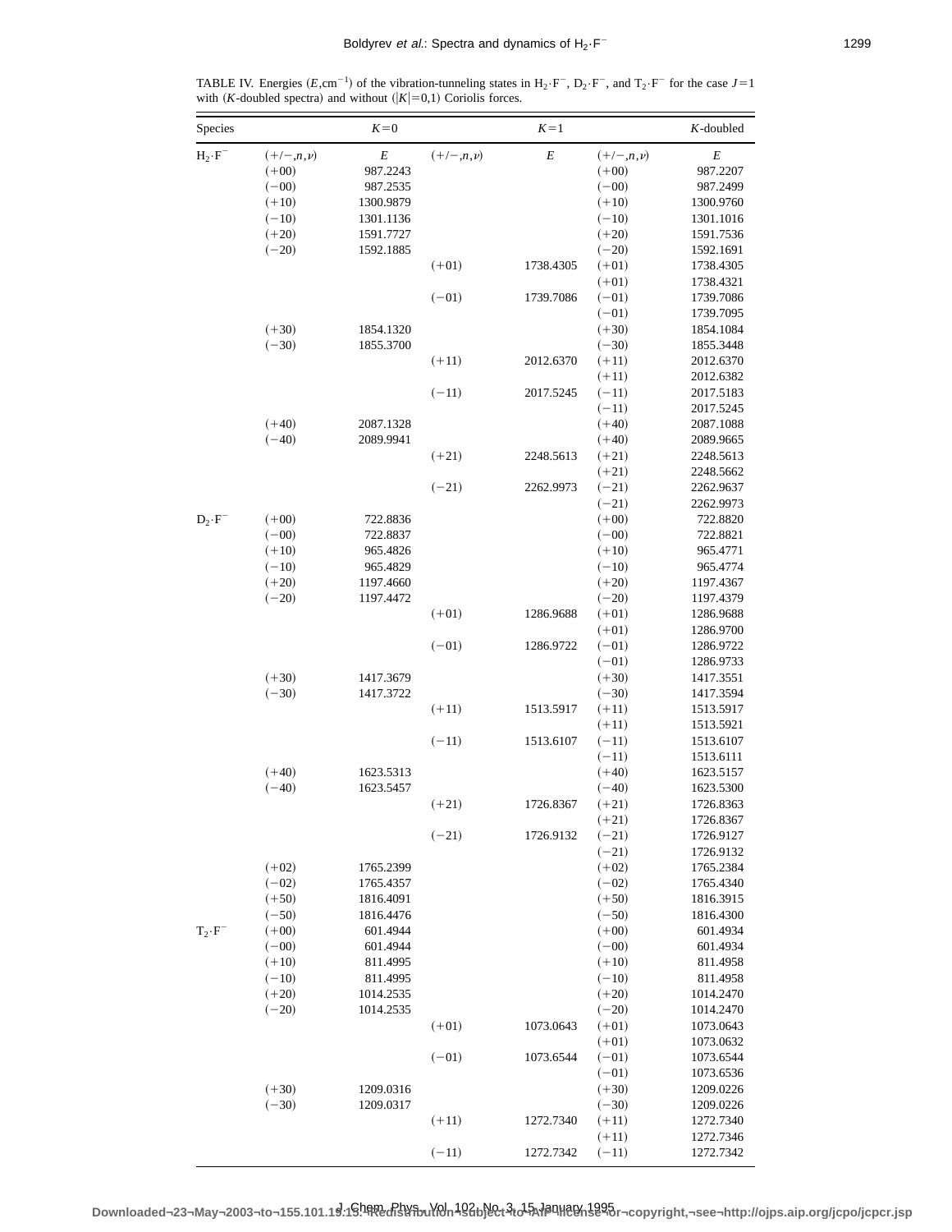TABLE IV. Energies ($E$,cm$^{-1}$) of the vibration-tunneling states in $H_2 \cdot F^-$, $D_2 \cdot F^-$, and $T_2 \cdot F^-$ for the case $J=1$ with ($K$-doubled spectra) and without ($|K|=0,1$) Coriolis forces.

| Species | $K=0$ | | $K=1$ | | $K$-doubled | |
|---|---|---|---|---|---|---|
| $H_2 \cdot F^-$ | $(+/-,n,\nu)$ | $E$ | $(+/-,n,\nu)$ | $E$ | $(+/-,n,\nu)$ | $E$ |
| | $(+00)$ | 987.2243 | | | $(+00)$ | 987.2207 |
| | $(-00)$ | 987.2535 | | | $(-00)$ | 987.2499 |
| | $(+10)$ | 1300.9879 | | | $(+10)$ | 1300.9760 |
| | $(-10)$ | 1301.1136 | | | $(-10)$ | 1301.1016 |
| | $(+20)$ | 1591.7727 | | | $(+20)$ | 1591.7536 |
| | $(-20)$ | 1592.1885 | | | $(-20)$ | 1592.1691 |
| | | | $(+01)$ | 1738.4305 | $(+01)$ | 1738.4305 |
| | | | | | $(+01)$ | 1738.4321 |
| | | | $(-01)$ | 1739.7086 | $(-01)$ | 1739.7086 |
| | | | | | $(-01)$ | 1739.7095 |
| | $(+30)$ | 1854.1320 | | | $(+30)$ | 1854.1084 |
| | $(-30)$ | 1855.3700 | | | $(-30)$ | 1855.3448 |
| | | | $(+11)$ | 2012.6370 | $(+11)$ | 2012.6370 |
| | | | | | $(+11)$ | 2012.6382 |
| | | | $(-11)$ | 2017.5245 | $(-11)$ | 2017.5183 |
| | | | | | $(-11)$ | 2017.5245 |
| | $(+40)$ | 2087.1328 | | | $(+40)$ | 2087.1088 |
| | $(-40)$ | 2089.9941 | | | $(+40)$ | 2089.9665 |
| | | | $(+21)$ | 2248.5613 | $(+21)$ | 2248.5613 |
| | | | | | $(+21)$ | 2248.5662 |
| | | | $(-21)$ | 2262.9973 | $(-21)$ | 2262.9637 |
| | | | | | $(-21)$ | 2262.9973 |
| $D_2 \cdot F^-$ | $(+00)$ | 722.8836 | | | $(+00)$ | 722.8820 |
| | $(-00)$ | 722.8837 | | | $(-00)$ | 722.8821 |
| | $(+10)$ | 965.4826 | | | $(+10)$ | 965.4771 |
| | $(-10)$ | 965.4829 | | | $(-10)$ | 965.4774 |
| | $(+20)$ | 1197.4660 | | | $(+20)$ | 1197.4367 |
| | $(-20)$ | 1197.4472 | | | $(-20)$ | 1197.4379 |
| | | | $(+01)$ | 1286.9688 | $(+01)$ | 1286.9688 |
| | | | | | $(+01)$ | 1286.9700 |
| | | | $(-01)$ | 1286.9722 | $(-01)$ | 1286.9722 |
| | | | | | $(-01)$ | 1286.9733 |
| | $(+30)$ | 1417.3679 | | | $(+30)$ | 1417.3551 |
| | $(-30)$ | 1417.3722 | | | $(-30)$ | 1417.3594 |
| | | | $(+11)$ | 1513.5917 | $(+11)$ | 1513.5917 |
| | | | | | $(+11)$ | 1513.5921 |
| | | | $(-11)$ | 1513.6107 | $(-11)$ | 1513.6107 |
| | | | | | $(-11)$ | 1513.6111 |
| | $(+40)$ | 1623.5313 | | | $(+40)$ | 1623.5157 |
| | $(-40)$ | 1623.5457 | | | $(-40)$ | 1623.5300 |
| | | | $(+21)$ | 1726.8367 | $(+21)$ | 1726.8363 |
| | | | | | $(+21)$ | 1726.8367 |
| | | | $(-21)$ | 1726.9132 | $(-21)$ | 1726.9127 |
| | | | | | $(-21)$ | 1726.9132 |
| | $(+02)$ | 1765.2399 | | | $(+02)$ | 1765.2384 |
| | $(-02)$ | 1765.4357 | | | $(-02)$ | 1765.4340 |
| | $(+50)$ | 1816.4091 | | | $(+50)$ | 1816.3915 |
| | $(-50)$ | 1816.4476 | | | $(-50)$ | 1816.4300 |
| $T_2 \cdot F^-$ | $(+00)$ | 601.4944 | | | $(+00)$ | 601.4934 |
| | $(-00)$ | 601.4944 | | | $(-00)$ | 601.4934 |
| | $(+10)$ | 811.4995 | | | $(+10)$ | 811.4958 |
| | $(-10)$ | 811.4995 | | | $(-10)$ | 811.4958 |
| | $(+20)$ | 1014.2535 | | | $(+20)$ | 1014.2470 |
| | $(-20)$ | 1014.2535 | | | $(-20)$ | 1014.2470 |
| | | | $(+01)$ | 1073.0643 | $(+01)$ | 1073.0643 |
| | | | | | $(+01)$ | 1073.0632 |
| | | | $(-01)$ | 1073.6544 | $(-01)$ | 1073.6544 |
| | | | | | $(-01)$ | 1073.6536 |
| | $(+30)$ | 1209.0316 | | | $(+30)$ | 1209.0226 |
| | $(-30)$ | 1209.0317 | | | $(-30)$ | 1209.0226 |
| | | | $(+11)$ | 1272.7340 | $(+11)$ | 1272.7340 |
| | | | | | $(+11)$ | 1272.7346 |
| | | | $(-11)$ | 1272.7342 | $(-11)$ | 1272.7342 |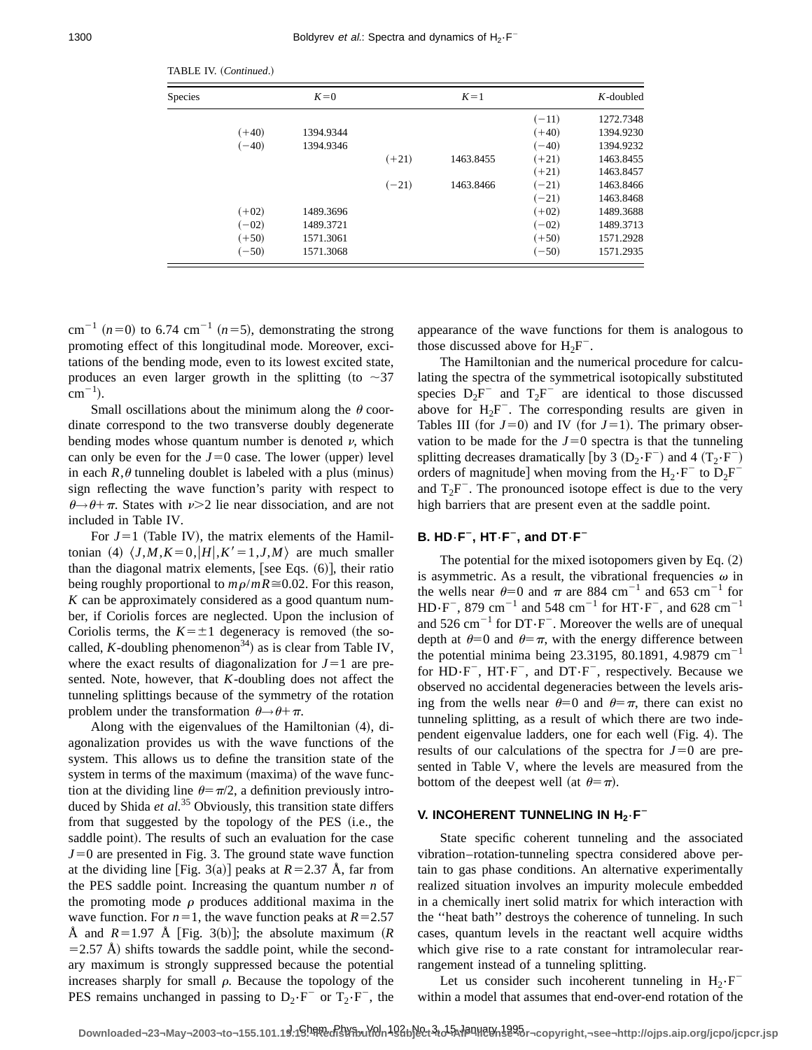TABLE IV. (*Continued*.)

| Species | $K=0$ | | $K=1$ | | $K$-doubled | |
|---|---|---|---|---|---|---|
| | | | | | $(-11)$ | 1272.7348 |
| | $(+40)$ | 1394.9344 | | | $(+40)$ | 1394.9230 |
| | $(-40)$ | 1394.9346 | | | $(-40)$ | 1394.9232 |
| | | | $(+21)$ | 1463.8455 | $(+21)$ | 1463.8455 |
| | | | | | $(+21)$ | 1463.8457 |
| | | | $(-21)$ | 1463.8466 | $(-21)$ | 1463.8466 |
| | | | | | $(-21)$ | 1463.8468 |
| | $(+02)$ | 1489.3696 | | | $(+02)$ | 1489.3688 |
| | $(-02)$ | 1489.3721 | | | $(-02)$ | 1489.3713 |
| | $(+50)$ | 1571.3061 | | | $(+50)$ | 1571.2928 |
| | $(-50)$ | 1571.3068 | | | $(-50)$ | 1571.2935 |

$\mathrm{cm}^{-1}$ ($n=0$) to 6.74 $\mathrm{cm}^{-1}$ ($n=5$), demonstrating the strong promoting effect of this longitudinal mode. Moreover, excitations of the bending mode, even to its lowest excited state, produces an even larger growth in the splitting (to $\sim 37$ $\mathrm{cm}^{-1}$).

Small oscillations about the minimum along the $\theta$ coordinate correspond to the two transverse doubly degenerate bending modes whose quantum number is denoted $\nu$, which can only be even for the $J=0$ case. The lower (upper) level in each $R,\theta$ tunneling doublet is labeled with a plus (minus) sign reflecting the wave function's parity with respect to $\theta \to \theta + \pi$. States with $\nu > 2$ lie near dissociation, and are not included in Table IV.

For $J=1$ (Table IV), the matrix elements of the Hamiltonian (4) $\langle J,M,K=0,|H|,K'=1,J,M\rangle$ are much smaller than the diagonal matrix elements, [see Eqs. (6)], their ratio being roughly proportional to $m\rho/mR \cong 0.02$. For this reason, $K$ can be approximately considered as a good quantum number, if Coriolis forces are neglected. Upon the inclusion of Coriolis terms, the $K=\pm 1$ degeneracy is removed (the so-called, $K$-doubling phenomenon[34]) as is clear from Table IV, where the exact results of diagonalization for $J=1$ are presented. Note, however, that $K$-doubling does not affect the tunneling splittings because of the symmetry of the rotation problem under the transformation $\theta \to \theta + \pi$.

Along with the eigenvalues of the Hamiltonian (4), diagonalization provides us with the wave functions of the system. This allows us to define the transition state of the system in terms of the maximum (maxima) of the wave function at the dividing line $\theta = \pi/2$, a definition previously introduced by Shida *et al.*[35] Obviously, this transition state differs from that suggested by the topology of the PES (i.e., the saddle point). The results of such an evaluation for the case $J=0$ are presented in Fig. 3. The ground state wave function at the dividing line [Fig. 3(a)] peaks at $R=2.37$ Å, far from the PES saddle point. Increasing the quantum number $n$ of the promoting mode $\rho$ produces additional maxima in the wave function. For $n=1$, the wave function peaks at $R=2.57$ Å and $R=1.97$ Å [Fig. 3(b)]; the absolute maximum ($R=2.57$ Å) shifts towards the saddle point, while the secondary maximum is strongly suppressed because the potential increases sharply for small $\rho$. Because the topology of the PES remains unchanged in passing to $D_2 \cdot F^-$ or $T_2 \cdot F^-$, the appearance of the wave functions for them is analogous to those discussed above for $H_2F^-$.

The Hamiltonian and the numerical procedure for calculating the spectra of the symmetrical isotopically substituted species $D_2F^-$ and $T_2F^-$ are identical to those discussed above for $H_2F^-$. The corresponding results are given in Tables III (for $J=0$) and IV (for $J=1$). The primary observation to be made for the $J=0$ spectra is that the tunneling splitting decreases dramatically [by 3 ($D_2 \cdot F^-$) and 4 ($T_2 \cdot F^-$) orders of magnitude] when moving from the $H_2 \cdot F^-$ to $D_2F^-$ and $T_2F^-$. The pronounced isotope effect is due to the very high barriers that are present even at the saddle point.

### B. $HD \cdot F^-$, $HT \cdot F^-$, and $DT \cdot F^-$

The potential for the mixed isotopomers given by Eq. (2) is asymmetric. As a result, the vibrational frequencies $\omega$ in the wells near $\theta=0$ and $\pi$ are 884 $\mathrm{cm}^{-1}$ and 653 $\mathrm{cm}^{-1}$ for $HD \cdot F^-$, 879 $\mathrm{cm}^{-1}$ and 548 $\mathrm{cm}^{-1}$ for $HT \cdot F^-$, and 628 $\mathrm{cm}^{-1}$ and 526 $\mathrm{cm}^{-1}$ for $DT \cdot F^-$. Moreover the wells are of unequal depth at $\theta=0$ and $\theta=\pi$, with the energy difference between the potential minima being 23.3195, 80.1891, 4.9879 $\mathrm{cm}^{-1}$ for $HD \cdot F^-$, $HT \cdot F^-$, and $DT \cdot F^-$, respectively. Because we observed no accidental degeneracies between the levels arising from the wells near $\theta=0$ and $\theta=\pi$, there can exist no tunneling splitting, as a result of which there are two independent eigenvalue ladders, one for each well (Fig. 4). The results of our calculations of the spectra for $J=0$ are presented in Table V, where the levels are measured from the bottom of the deepest well (at $\theta=\pi$).

## V. INCOHERENT TUNNELING IN $H_2 \cdot F^-$

State specific coherent tunneling and the associated vibration–rotation-tunneling spectra considered above pertain to gas phase conditions. An alternative experimentally realized situation involves an impurity molecule embedded in a chemically inert solid matrix for which interaction with the ''heat bath'' destroys the coherence of tunneling. In such cases, quantum levels in the reactant well acquire widths which give rise to a rate constant for intramolecular rearrangement instead of a tunneling splitting.

Let us consider such incoherent tunneling in $H_2 \cdot F^-$ within a model that assumes that end-over-end rotation of the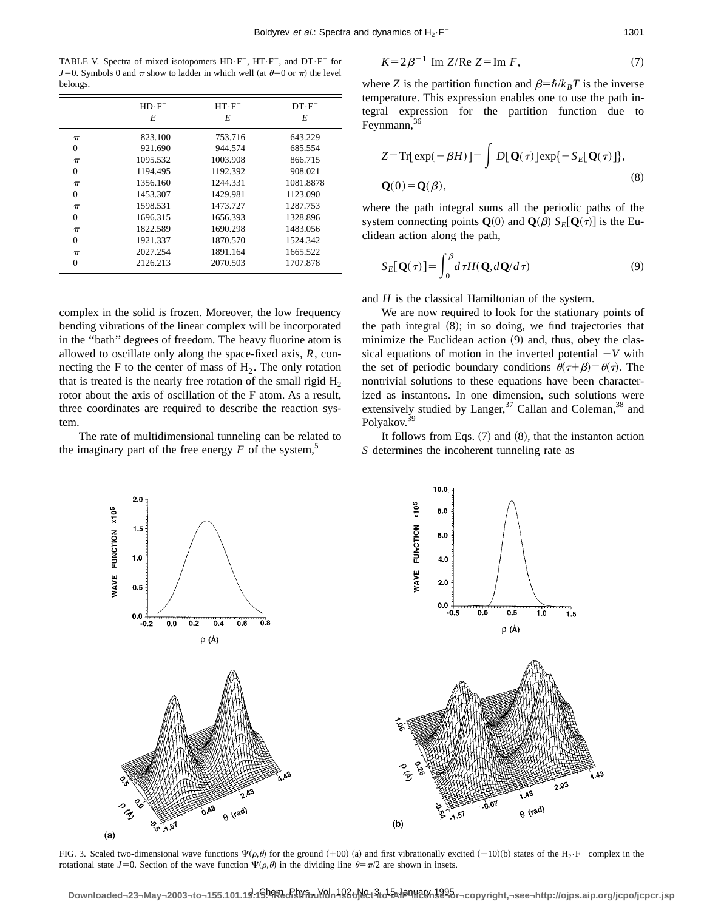TABLE V. Spectra of mixed isotopomers $HD\cdot F^-$, $HT\cdot F^-$, and $DT\cdot F^-$ for $J=0$. Symbols 0 and $\pi$ show to ladder in which well (at $\theta=0$ or $\pi$) the level belongs.

| | $HD\cdot F^-$ $E$ | $HT\cdot F^-$ $E$ | $DT\cdot F^-$ $E$ |
|---|---|---|---|
| $\pi$ | 823.100 | 753.716 | 643.229 |
| 0 | 921.690 | 944.574 | 685.554 |
| $\pi$ | 1095.532 | 1003.908 | 866.715 |
| 0 | 1194.495 | 1192.392 | 908.021 |
| $\pi$ | 1356.160 | 1244.331 | 1081.8878 |
| 0 | 1453.307 | 1429.981 | 1123.090 |
| $\pi$ | 1598.531 | 1473.727 | 1287.753 |
| 0 | 1696.315 | 1656.393 | 1328.896 |
| $\pi$ | 1822.589 | 1690.298 | 1483.056 |
| 0 | 1921.337 | 1870.570 | 1524.342 |
| $\pi$ | 2027.254 | 1891.164 | 1665.522 |
| 0 | 2126.213 | 2070.503 | 1707.878 |

complex in the solid is frozen. Moreover, the low frequency bending vibrations of the linear complex will be incorporated in the "bath" degrees of freedom. The heavy fluorine atom is allowed to oscillate only along the space-fixed axis, $R$, connecting the F to the center of mass of $H_2$. The only rotation that is treated is the nearly free rotation of the small rigid $H_2$ rotor about the axis of oscillation of the F atom. As a result, three coordinates are required to describe the reaction system.

The rate of multidimensional tunneling can be related to the imaginary part of the free energy $F$ of the system,[5]

$$K=2\beta^{-1}\,\mathrm{Im}\,Z/\mathrm{Re}\,Z=\mathrm{Im}\,F, \tag{7}$$

where $Z$ is the partition function and $\beta=\hbar/k_BT$ is the inverse temperature. This expression enables one to use the path integral expression for the partition function due to Feynmann,[36]

$$Z=\mathrm{Tr}[\exp(-\beta H)]=\int D[\mathbf{Q}(\tau)]\exp\{-S_E[\mathbf{Q}(\tau)]\},$$
$$\mathbf{Q}(0)=\mathbf{Q}(\beta), \tag{8}$$

where the path integral sums all the periodic paths of the system connecting points $\mathbf{Q}(0)$ and $\mathbf{Q}(\beta)$ $S_E[\mathbf{Q}(\tau)]$ is the Euclidean action along the path,

$$S_E[\mathbf{Q}(\tau)]=\int_0^\beta d\tau H(\mathbf{Q},d\mathbf{Q}/d\tau) \tag{9}$$

and $H$ is the classical Hamiltonian of the system.

We are now required to look for the stationary points of the path integral (8); in so doing, we find trajectories that minimize the Euclidean action (9) and, thus, obey the classical equations of motion in the inverted potential $-V$ with the set of periodic boundary conditions $\theta(\tau+\beta)=\theta(\tau)$. The nontrivial solutions to these equations have been characterized as instantons. In one dimension, such solutions were extensively studied by Langer,[37] Callan and Coleman,[38] and Polyakov.[39]

It follows from Eqs. (7) and (8), that the instanton action $S$ determines the incoherent tunneling rate as

FIG. 3. Scaled two-dimensional wave functions $\Psi(\rho,\theta)$ for the ground $(+00)$ (a) and first vibrationally excited $(+10)$(b) states of the $H_2\cdot F^-$ complex in the rotational state $J=0$. Section of the wave function $\Psi(\rho,\theta)$ in the dividing line $\theta=\pi/2$ are shown in insets.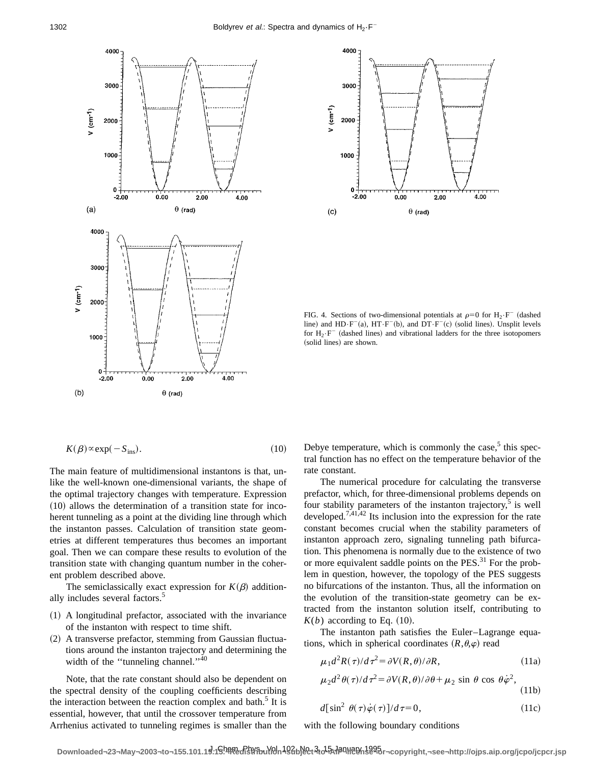FIG. 4. Sections of two-dimensional potentials at $\rho=0$ for $H_2 \cdot F^-$ (dashed line) and $HD \cdot F^-$(a), $HT \cdot F^-$(b), and $DT \cdot F^-$(c) (solid lines). Unsplit levels for $H_2 \cdot F^-$ (dashed lines) and vibrational ladders for the three isotopomers (solid lines) are shown.

$$K(\beta) \propto \exp(-S_{\text{ins}}). \tag{10}$$

The main feature of multidimensional instantons is that, unlike the well-known one-dimensional variants, the shape of the optimal trajectory changes with temperature. Expression (10) allows the determination of a transition state for incoherent tunneling as a point at the dividing line through which the instanton passes. Calculation of transition state geometries at different temperatures thus becomes an important goal. Then we can compare these results to evolution of the transition state with changing quantum number in the coherent problem described above.

The semiclassically exact expression for $K(\beta)$ additionally includes several factors.[5]

(1) A longitudinal prefactor, associated with the invariance of the instanton with respect to time shift.
(2) A transverse prefactor, stemming from Gaussian fluctuations around the instanton trajectory and determining the width of the ''tunneling channel.''[40]

Note, that the rate constant should also be dependent on the spectral density of the coupling coefficients describing the interaction between the reaction complex and bath.[5] It is essential, however, that until the crossover temperature from Arrhenius activated to tunneling regimes is smaller than the Debye temperature, which is commonly the case,[5] this spectral function has no effect on the temperature behavior of the rate constant.

The numerical procedure for calculating the transverse prefactor, which, for three-dimensional problems depends on four stability parameters of the instanton trajectory,[5] is well developed.[7,41,42] Its inclusion into the expression for the rate constant becomes crucial when the stability parameters of instanton approach zero, signaling tunneling path bifurcation. This phenomena is normally due to the existence of two or more equivalent saddle points on the PES.[31] For the problem in question, however, the topology of the PES suggests no bifurcations of the instanton. Thus, all the information on the evolution of the transition-state geometry can be extracted from the instanton solution itself, contributing to $K(b)$ according to Eq. (10).

The instanton path satisfies the Euler–Lagrange equations, which in spherical coordinates $(R,\theta,\varphi)$ read

$$\mu_1 d^2R(\tau)/d\tau^2 = \partial V(R,\theta)/\partial R, \tag{11a}$$

$$\mu_2 d^2\theta(\tau)/d\tau^2 = \partial V(R,\theta)/\partial\theta + \mu_2 \sin\theta \cos\theta \dot{\varphi}^2, \tag{11b}$$

$$d[\sin^2\theta(\tau)\dot{\varphi}(\tau)]/d\tau = 0, \tag{11c}$$

with the following boundary conditions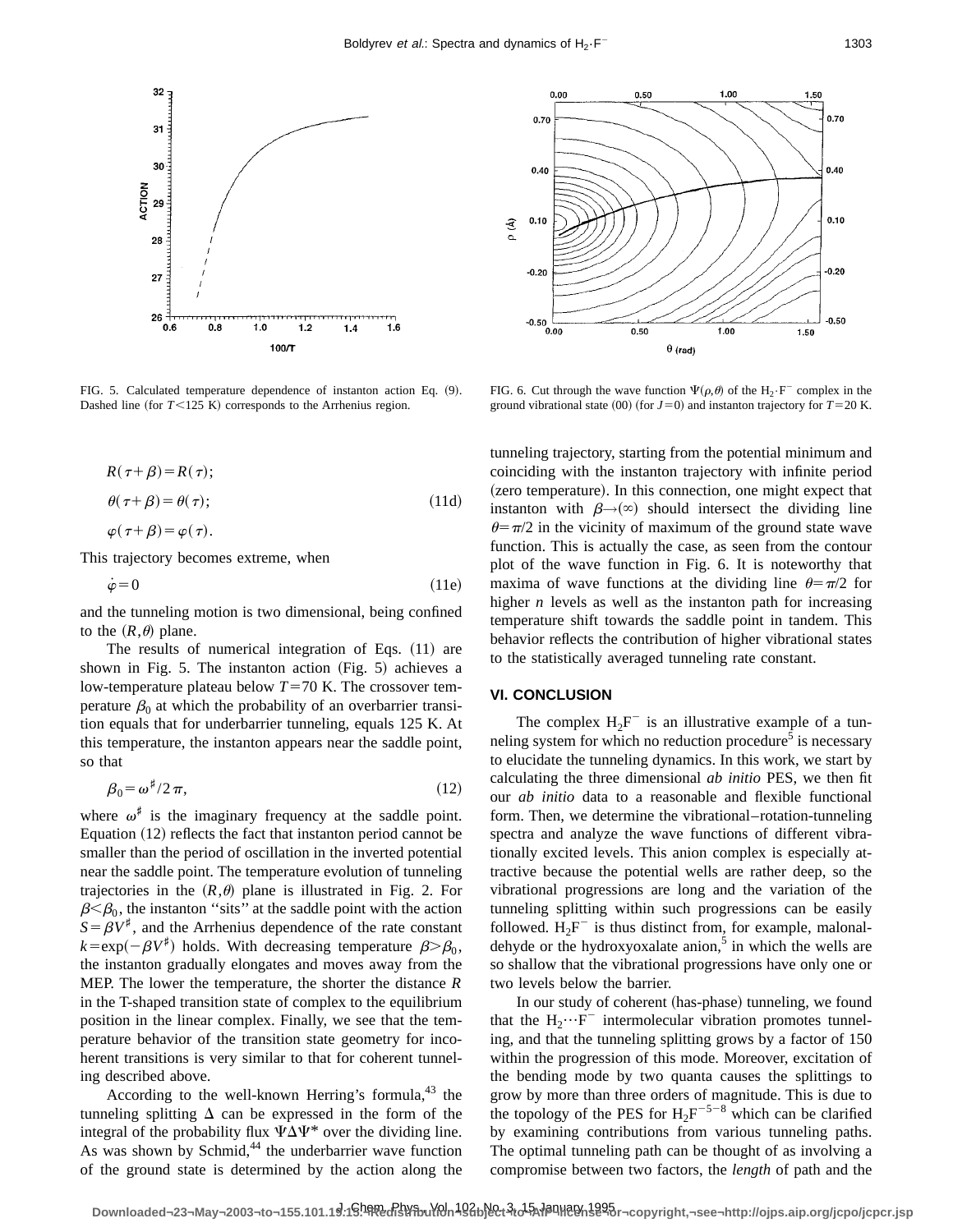FIG. 5. Calculated temperature dependence of instanton action Eq. (9). Dashed line (for $T<125$ K) corresponds to the Arrhenius region.

FIG. 6. Cut through the wave function $\Psi(\rho,\theta)$ of the $H_2 \cdot F^-$ complex in the ground vibrational state (00) (for $J=0$) and instanton trajectory for $T=20$ K.

$$R(\tau+\beta)=R(\tau);$$

$$\theta(\tau+\beta)=\theta(\tau); \tag{11d}$$

$$\varphi(\tau+\beta)=\varphi(\tau).$$

This trajectory becomes extreme, when

$$\dot{\varphi}=0 \tag{11e}$$

and the tunneling motion is two dimensional, being confined to the $(R,\theta)$ plane.

The results of numerical integration of Eqs. (11) are shown in Fig. 5. The instanton action (Fig. 5) achieves a low-temperature plateau below $T=70$ K. The crossover temperature $\beta_0$ at which the probability of an overbarrier transition equals that for underbarrier tunneling, equals 125 K. At this temperature, the instanton appears near the saddle point, so that

$$\beta_0=\omega^{\sharp}/2\pi, \tag{12}$$

where $\omega^{\sharp}$ is the imaginary frequency at the saddle point. Equation (12) reflects the fact that instanton period cannot be smaller than the period of oscillation in the inverted potential near the saddle point. The temperature evolution of tunneling trajectories in the $(R,\theta)$ plane is illustrated in Fig. 2. For $\beta<\beta_0$, the instanton "sits" at the saddle point with the action $S=\beta V^{\sharp}$, and the Arrhenius dependence of the rate constant $k=\exp(-\beta V^{\sharp})$ holds. With decreasing temperature $\beta>\beta_0$, the instanton gradually elongates and moves away from the MEP. The lower the temperature, the shorter the distance $R$ in the T-shaped transition state of complex to the equilibrium position in the linear complex. Finally, we see that the temperature behavior of the transition state geometry for incoherent transitions is very similar to that for coherent tunneling described above.

According to the well-known Herring's formula,[43] the tunneling splitting $\Delta$ can be expressed in the form of the integral of the probability flux $\Psi\Delta\Psi^*$ over the dividing line. As was shown by Schmid,[44] the underbarrier wave function of the ground state is determined by the action along the tunneling trajectory, starting from the potential minimum and coinciding with the instanton trajectory with infinite period (zero temperature). In this connection, one might expect that instanton with $\beta\rightarrow(\infty)$ should intersect the dividing line $\theta=\pi/2$ in the vicinity of maximum of the ground state wave function. This is actually the case, as seen from the contour plot of the wave function in Fig. 6. It is noteworthy that maxima of wave functions at the dividing line $\theta=\pi/2$ for higher $n$ levels as well as the instanton path for increasing temperature shift towards the saddle point in tandem. This behavior reflects the contribution of higher vibrational states to the statistically averaged tunneling rate constant.

## VI. CONCLUSION

The complex $H_2F^-$ is an illustrative example of a tunneling system for which no reduction procedure[5] is necessary to elucidate the tunneling dynamics. In this work, we start by calculating the three dimensional *ab initio* PES, we then fit our *ab initio* data to a reasonable and flexible functional form. Then, we determine the vibrational–rotation-tunneling spectra and analyze the wave functions of different vibrationally excited levels. This anion complex is especially attractive because the potential wells are rather deep, so the vibrational progressions are long and the variation of the tunneling splitting within such progressions can be easily followed. $H_2F^-$ is thus distinct from, for example, malonaldehyde or the hydroxyoxalate anion,[5] in which the wells are so shallow that the vibrational progressions have only one or two levels below the barrier.

In our study of coherent (has-phase) tunneling, we found that the $H_2\cdots F^-$ intermolecular vibration promotes tunneling, and that the tunneling splitting grows by a factor of 150 within the progression of this mode. Moreover, excitation of the bending mode by two quanta causes the splittings to grow by more than three orders of magnitude. This is due to the topology of the PES for $H_2F^{-5-8}$ which can be clarified by examining contributions from various tunneling paths. The optimal tunneling path can be thought of as involving a compromise between two factors, the *length* of path and the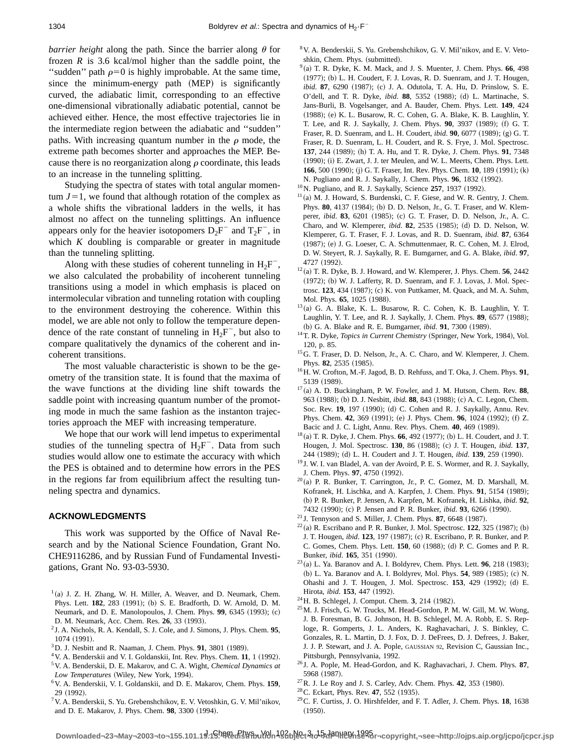*barrier height* along the path. Since the barrier along $\theta$ for frozen $R$ is 3.6 kcal/mol higher than the saddle point, the ''sudden'' path $\rho=0$ is highly improbable. At the same time, since the minimum-energy path (MEP) is significantly curved, the adiabatic limit, corresponding to an effective one-dimensional vibrationally adiabatic potential, cannot be achieved either. Hence, the most effective trajectories lie in the intermediate region between the adiabatic and ''sudden'' paths. With increasing quantum number in the $\rho$ mode, the extreme path becomes shorter and approaches the MEP. Because there is no reorganization along $\rho$ coordinate, this leads to an increase in the tunneling splitting.

Studying the spectra of states with total angular momentum $J=1$, we found that although rotation of the complex as a whole shifts the vibrational ladders in the wells, it has almost no affect on the tunneling splittings. An influence appears only for the heavier isotopomers $D_2F^-$ and $T_2F^-$, in which $K$ doubling is comparable or greater in magnitude than the tunneling splitting.

Along with these studies of coherent tunneling in $H_2F^-$, we also calculated the probability of incoherent tunneling transitions using a model in which emphasis is placed on intermolecular vibration and tunneling rotation with coupling to the environment destroying the coherence. Within this model, we are able not only to follow the temperature dependence of the rate constant of tunneling in $H_2F^-$, but also to compare qualitatively the dynamics of the coherent and incoherent transitions.

The most valuable characteristic is shown to be the geometry of the transition state. It is found that the maxima of the wave functions at the dividing line shift towards the saddle point with increasing quantum number of the promoting mode in much the same fashion as the instanton trajectories approach the MEF with increasing temperature.

We hope that our work will lend impetus to experimental studies of the tunneling spectra of $H_2F^-$. Data from such studies would allow one to estimate the accuracy with which the PES is obtained and to determine how errors in the PES in the regions far from equilibrium affect the resulting tunneling spectra and dynamics.

## ACKNOWLEDGMENTS

This work was supported by the Office of Naval Research and by the National Science Foundation, Grant No. CHE9116286, and by Russian Fund of Fundamental Investigations, Grant No. 93-03-5930.

[1] (a) J. Z. H. Zhang, W. H. Miller, A. Weaver, and D. Neumark, Chem. Phys. Lett. **182**, 283 (1991); (b) S. E. Bradforth, D. W. Arnold, D. M. Neumark, and D. E. Manolopoulos, J. Chem. Phys. **99**, 6345 (1993); (c) D. M. Neumark, Acc. Chem. Res. **26**, 33 (1993).

[2] J. A. Nichols, R. A. Kendall, S. J. Cole, and J. Simons, J. Phys. Chem. **95**, 1074 (1991).

[3] D. J. Nesbitt and R. Naaman, J. Chem. Phys. **91**, 3801 (1989).

[4] V. A. Benderskii and V. I. Goldanskii, Int. Rev. Phys. Chem. **11**, 1 (1992).

[5] V. A. Benderskii, D. E. Makarov, and C. A. Wight, *Chemical Dynamics at Low Temperatures* (Wiley, New York, 1994).

[6] V. A. Benderskii, V. I. Goldanskii, and D. E. Makarov, Chem. Phys. **159**, 29 (1992).

[7] V. A. Benderskii, S. Yu. Grebenshchikov, E. V. Vetoshkin, G. V. Mil'nikov, and D. E. Makarov, J. Phys. Chem. **98**, 3300 (1994).

[8] V. A. Benderskii, S. Yu. Grebenshchikov, G. V. Mil'nikov, and E. V. Vetoshkin, Chem. Phys. (submitted).

[9] (a) T. R. Dyke, K. M. Mack, and J. S. Muenter, J. Chem. Phys. **66**, 498 (1977); (b) L. H. Coudert, F. J. Lovas, R. D. Suenram, and J. T. Hougen, *ibid.* **87**, 6290 (1987); (c) J. A. Odutola, T. A. Hu, D. Prinslow, S. E. O'dell, and T. R. Dyke, *ibid.* **88**, 5352 (1988); (d) L. Martinache, S. Jans-Burli, B. Vogelsanger, and A. Bauder, Chem. Phys. Lett. **149**, 424 (1988); (e) K. L. Busarow, R. C. Cohen, G. A. Blake, K. B. Laughlin, Y. T. Lee, and R. J. Saykally, J. Chem. Phys. **90**, 3937 (1989); (f) G. T. Fraser, R. D. Suenram, and L. H. Coudert, *ibid.* **90**, 6077 (1989); (g) G. T. Fraser, R. D. Suenram, L. H. Coudert, and R. S. Frye, J. Mol. Spectrosc. **137**, 244 (1989); (h) T. A. Hu, and T. R. Dyke, J. Chem. Phys. **91**, 7348 (1990); (i) E. Zwart, J. J. ter Meulen, and W. L. Meerts, Chem. Phys. Lett. **166**, 500 (1990); (j) G. T. Fraser, Int. Rev. Phys. Chem. **10**, 189 (1991); (k) N. Pugliano and R. J. Saykally, J. Chem. Phys. **96**, 1832 (1992).

[10] N. Pugliano, and R. J. Saykally, Science **257**, 1937 (1992).

[11] (a) M. J. Howard, S. Burdenski, C. F. Giese, and W. R. Gentry, J. Chem. Phys. **80**, 4137 (1984); (b) D. D. Nelson, Jr., G. T. Fraser, and W. Klemperer, *ibid.* **83**, 6201 (1985); (c) G. T. Fraser, D. D. Nelson, Jr., A. C. Charo, and W. Klemperer, *ibid.* **82**, 2535 (1985); (d) D. D. Nelson, W. Klemperer, G. T. Fraser, F. J. Lovas, and R. D. Suenram, *ibid.* **87**, 6364 (1987); (e) J. G. Loeser, C. A. Schmuttenmaer, R. C. Cohen, M. J. Elrod, D. W. Steyert, R. J. Saykally, R. E. Bumgarner, and G. A. Blake, *ibid.* **97**, 4727 (1992).

[12] (a) T. R. Dyke, B. J. Howard, and W. Klemperer, J. Phys. Chem. **56**, 2442 (1972); (b) W. J. Lafferty, R. D. Suenram, and F. J. Lovas, J. Mol. Spectrosc. **123**, 434 (1987); (c) K. von Puttkamer, M. Quack, and M. A. Suhm, Mol. Phys. **65**, 1025 (1988).

[13] (a) G. A. Blake, K. L. Busarow, R. C. Cohen, K. B. Laughlin, Y. T. Laughlin, Y. T. Lee, and R. J. Saykally, J. Chem. Phys. **89**, 6577 (1988); (b) G. A. Blake and R. E. Bumgarner, *ibid.* **91**, 7300 (1989).

[14] T. R. Dyke, *Topics in Current Chemistry* (Springer, New York, 1984), Vol. 120, p. 85.

[15] G. T. Fraser, D. D. Nelson, Jr., A. C. Charo, and W. Klemperer, J. Chem. Phys. **82**, 2535 (1985).

[16] H. W. Crofton, M.-F. Jagod, B. D. Rehfuss, and T. Oka, J. Chem. Phys. **91**, 5139 (1989).

[17] (a) A. D. Buckingham, P. W. Fowler, and J. M. Hutson, Chem. Rev. **88**, 963 (1988); (b) D. J. Nesbitt, *ibid.* **88**, 843 (1988); (c) A. C. Legon, Chem. Soc. Rev. **19**, 197 (1990); (d) C. Cohen and R. J. Saykally, Annu. Rev. Phys. Chem. **42**, 369 (1991); (e) J. Phys. Chem. **96**, 1024 (1992); (f) Z. Bacic and J. C. Light, Annu. Rev. Phys. Chem. **40**, 469 (1989).

[18] (a) T. R. Dyke, J. Chem. Phys. **66**, 492 (1977); (b) L. H. Coudert, and J. T. Hougen, J. Mol. Spectrosc. **130**, 86 (1988); (c) J. T. Hougen, *ibid.* **137**, 244 (1989); (d) L. H. Coudert and J. T. Hougen, *ibid.* **139**, 259 (1990).

[19] J. W. I. van Bladel, A. van der Avoird, P. E. S. Wormer, and R. J. Saykally, J. Chem. Phys. **97**, 4750 (1992).

[20] (a) P. R. Bunker, T. Carrington, Jr., P. C. Gomez, M. D. Marshall, M. Kofranek, H. Lischka, and A. Karpfen, J. Chem. Phys. **91**, 5154 (1989); (b) P. R. Bunker, P. Jensen, A. Karpfen, M. Kofranek, H. Lishka, *ibid.* **92**, 7432 (1990); (c) P. Jensen and P. R. Bunker, *ibid.* **93**, 6266 (1990).

[21] J. Tennyson and S. Miller, J. Chem. Phys. **87**, 6648 (1987).

[22] (a) R. Escribano and P. R. Bunker, J. Mol. Spectrosc. **122**, 325 (1987); (b) J. T. Hougen, *ibid.* **123**, 197 (1987); (c) R. Escribano, P. R. Bunker, and P. C. Gomes, Chem. Phys. Lett. **150**, 60 (1988); (d) P. C. Gomes and P. R. Bunker, *ibid.* **165**, 351 (1990).

[23] (a) L. Ya. Baranov and A. I. Boldyrev, Chem. Phys. Lett. **96**, 218 (1983); (b) L. Ya. Baranov and A. I. Boldyrev, Mol. Phys. **54**, 989 (1985); (c) N. Ohashi and J. T. Hougen, J. Mol. Spectrosc. **153**, 429 (1992); (d) E. Hirota, *ibid.* **153**, 447 (1992).

[24] H. B. Schlegel, J. Comput. Chem. **3**, 214 (1982).

[25] M. J. Frisch, G. W. Trucks, M. Head-Gordon, P. M. W. Gill, M. W. Wong, J. B. Foresman, B. G. Johnson, H. B. Schlegel, M. A. Robb, E. S. Reploge, R. Gomperts, J. L. Anders, K. Raghavachari, J. S. Binkley, C. Gonzales, R. L. Martin, D. J. Fox, D. J. DeFrees, D. J. Defrees, J. Baker, J. J. P. Stewart, and J. A. Pople, GAUSSIAN 92, Revision C, Gaussian Inc., Pittsburgh, Pennsylvania, 1992.

[26] J. A. Pople, M. Head-Gordon, and K. Raghavachari, J. Chem. Phys. **87**, 5968 (1987).

[27] R. J. Le Roy and J. S. Carley, Adv. Chem. Phys. **42**, 353 (1980).

[28] C. Eckart, Phys. Rev. **47**, 552 (1935).

[29] C. F. Curtiss, J. O. Hirshfelder, and F. T. Adler, J. Chem. Phys. **18**, 1638 (1950).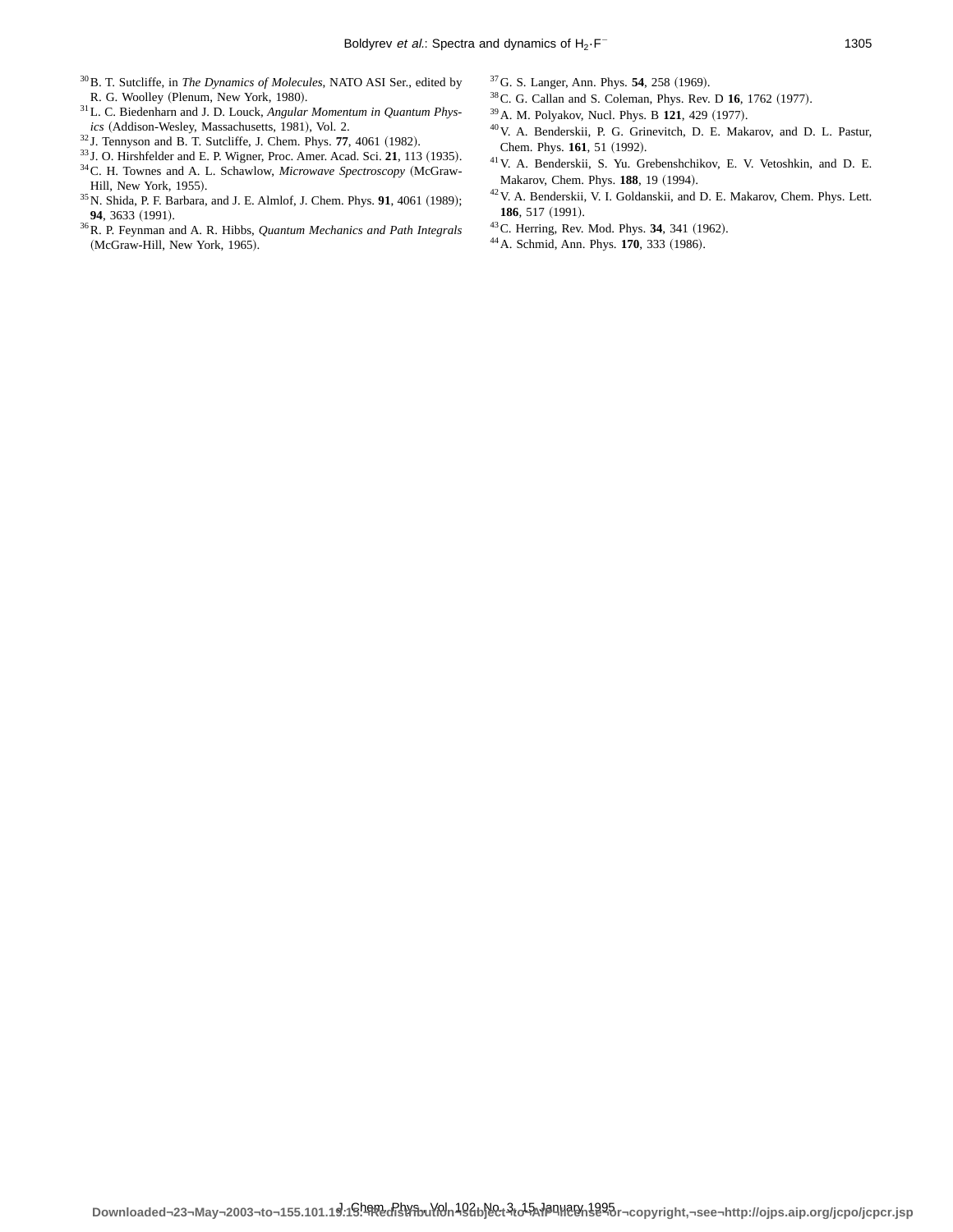[30] B. T. Sutcliffe, in *The Dynamics of Molecules*, NATO ASI Ser., edited by R. G. Woolley (Plenum, New York, 1980).

[31] L. C. Biedenharn and J. D. Louck, *Angular Momentum in Quantum Physics* (Addison-Wesley, Massachusetts, 1981), Vol. 2.

[32] J. Tennyson and B. T. Sutcliffe, J. Chem. Phys. **77**, 4061 (1982).

[33] J. O. Hirshfelder and E. P. Wigner, Proc. Amer. Acad. Sci. **21**, 113 (1935).

[34] C. H. Townes and A. L. Schawlow, *Microwave Spectroscopy* (McGraw-Hill, New York, 1955).

[35] N. Shida, P. F. Barbara, and J. E. Almlof, J. Chem. Phys. **91**, 4061 (1989); **94**, 3633 (1991).

[36] R. P. Feynman and A. R. Hibbs, *Quantum Mechanics and Path Integrals* (McGraw-Hill, New York, 1965).

[37] G. S. Langer, Ann. Phys. **54**, 258 (1969).

[38] C. G. Callan and S. Coleman, Phys. Rev. D **16**, 1762 (1977).

[39] A. M. Polyakov, Nucl. Phys. B **121**, 429 (1977).

[40] V. A. Benderskii, P. G. Grinevitch, D. E. Makarov, and D. L. Pastur, Chem. Phys. **161**, 51 (1992).

[41] V. A. Benderskii, S. Yu. Grebenshchikov, E. V. Vetoshkin, and D. E. Makarov, Chem. Phys. **188**, 19 (1994).

[42] V. A. Benderskii, V. I. Goldanskii, and D. E. Makarov, Chem. Phys. Lett. **186**, 517 (1991).

[43] C. Herring, Rev. Mod. Phys. **34**, 341 (1962).

[44] A. Schmid, Ann. Phys. **170**, 333 (1986).